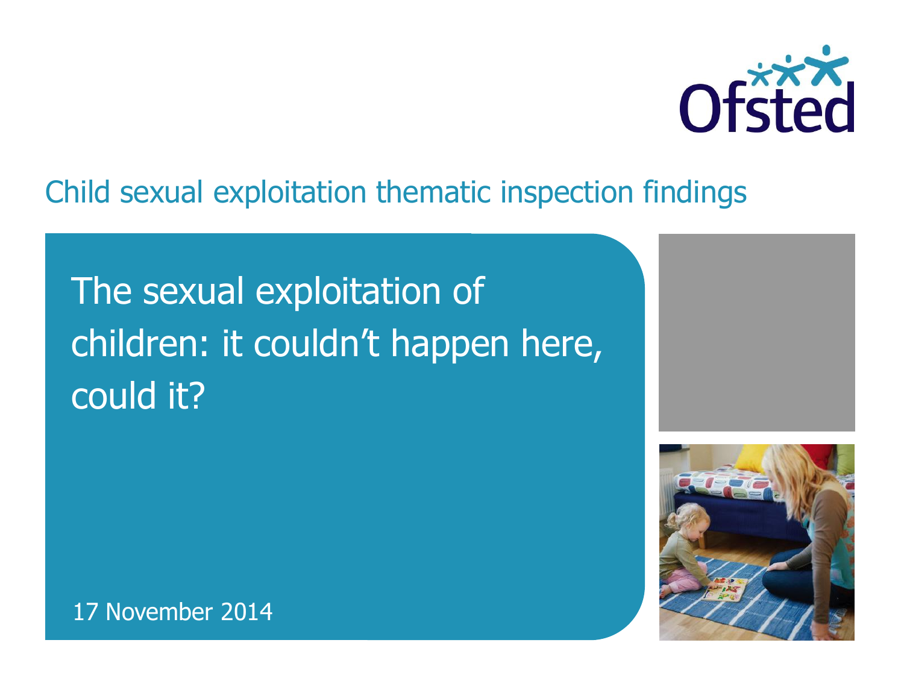Ofsted

Child sexual exploitation thematic inspection findings

# The sexual exploitation of children: it couldn't happen here, could it?

17 November 2014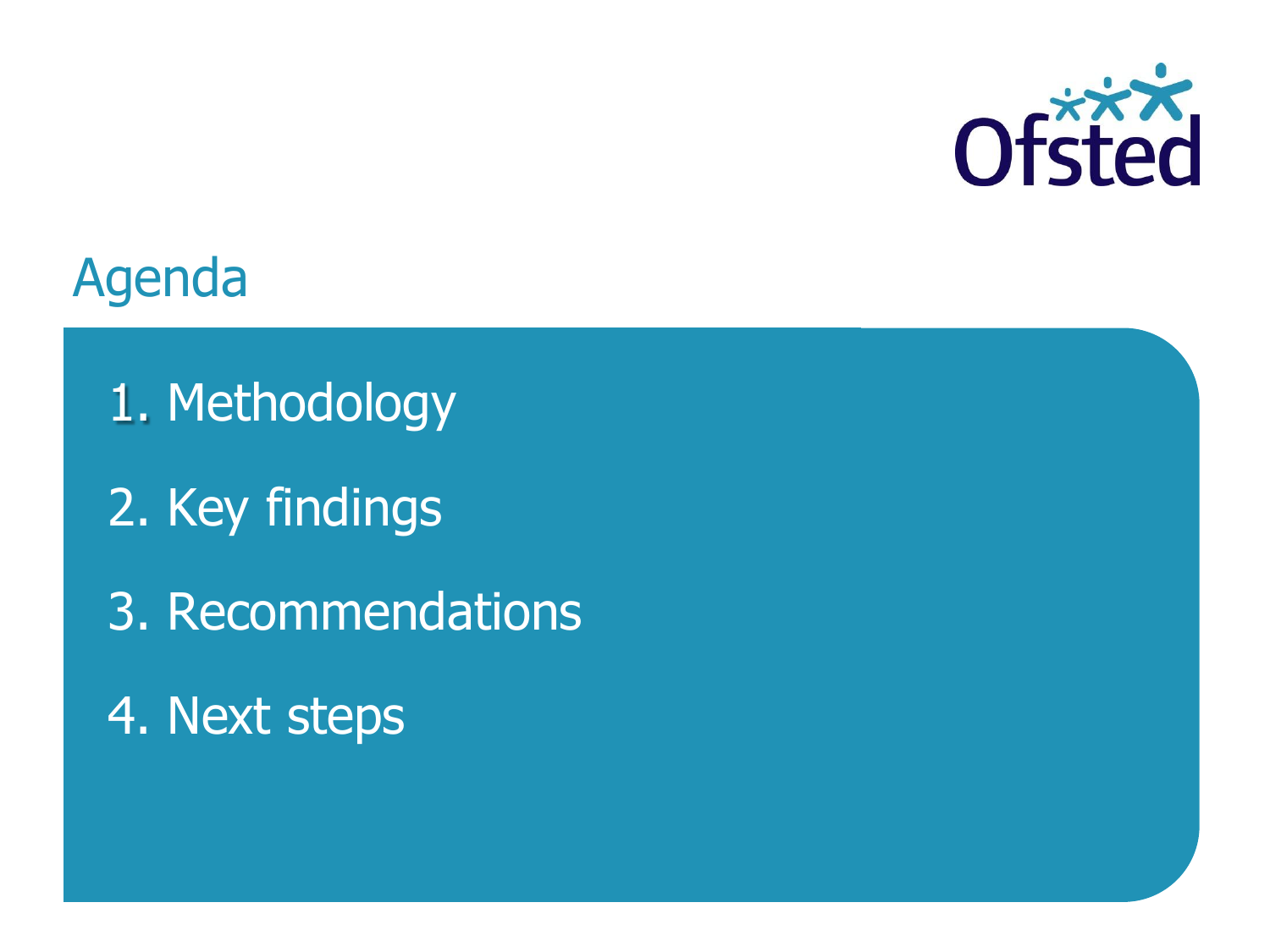# Agenda

1. Methodology
2. Key findings
3. Recommendations
4. Next steps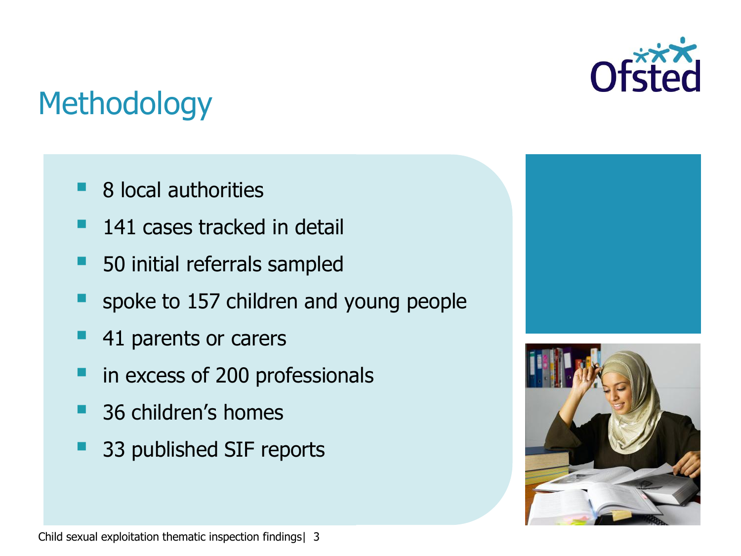# Methodology

- 8 local authorities
- 141 cases tracked in detail
- 50 initial referrals sampled
- spoke to 157 children and young people
- 41 parents or carers
- in excess of 200 professionals
- 36 children's homes
- 33 published SIF reports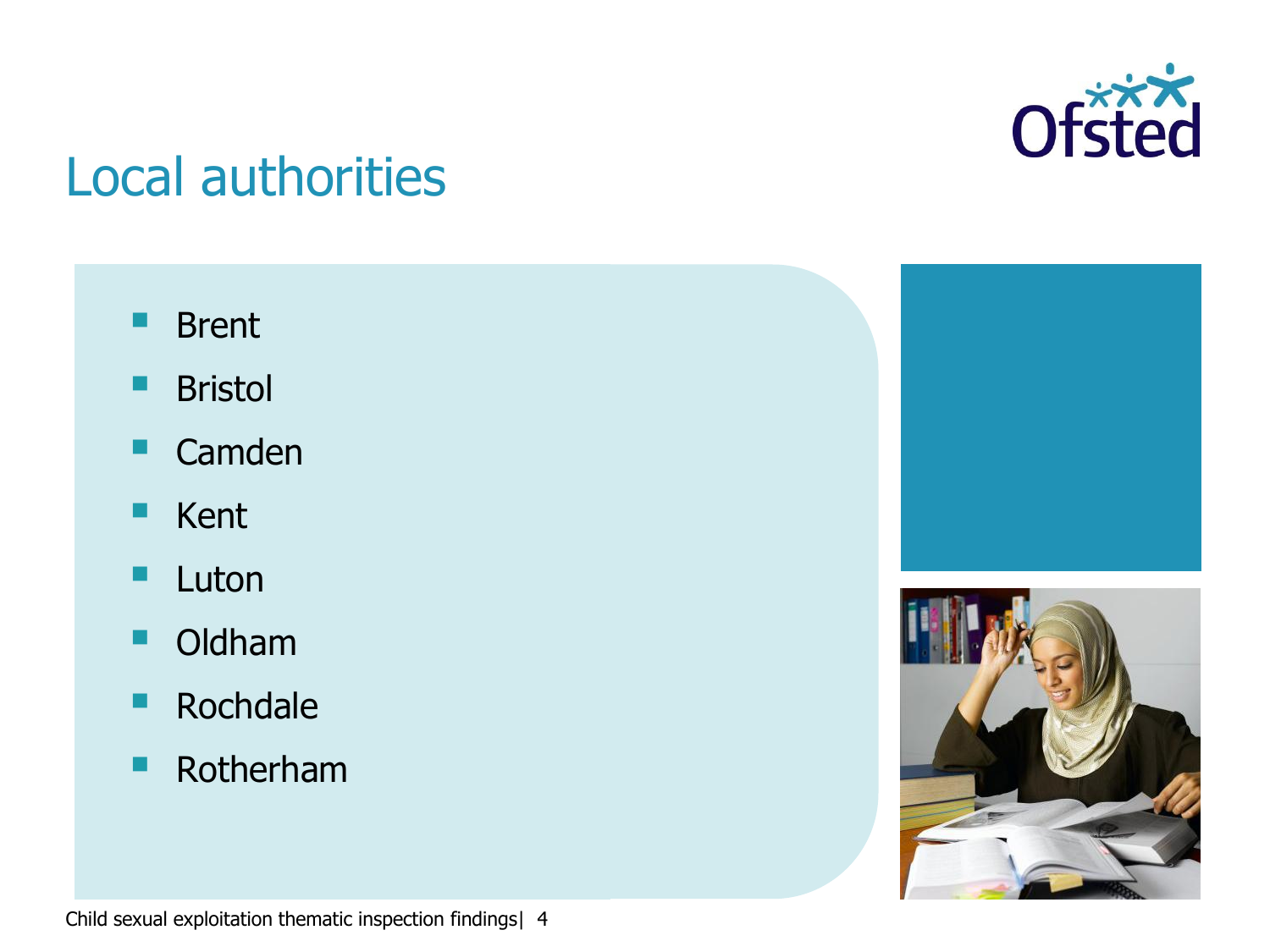# Local authorities

- Brent
- Bristol
- Camden
- Kent
- Luton
- Oldham
- Rochdale
- Rotherham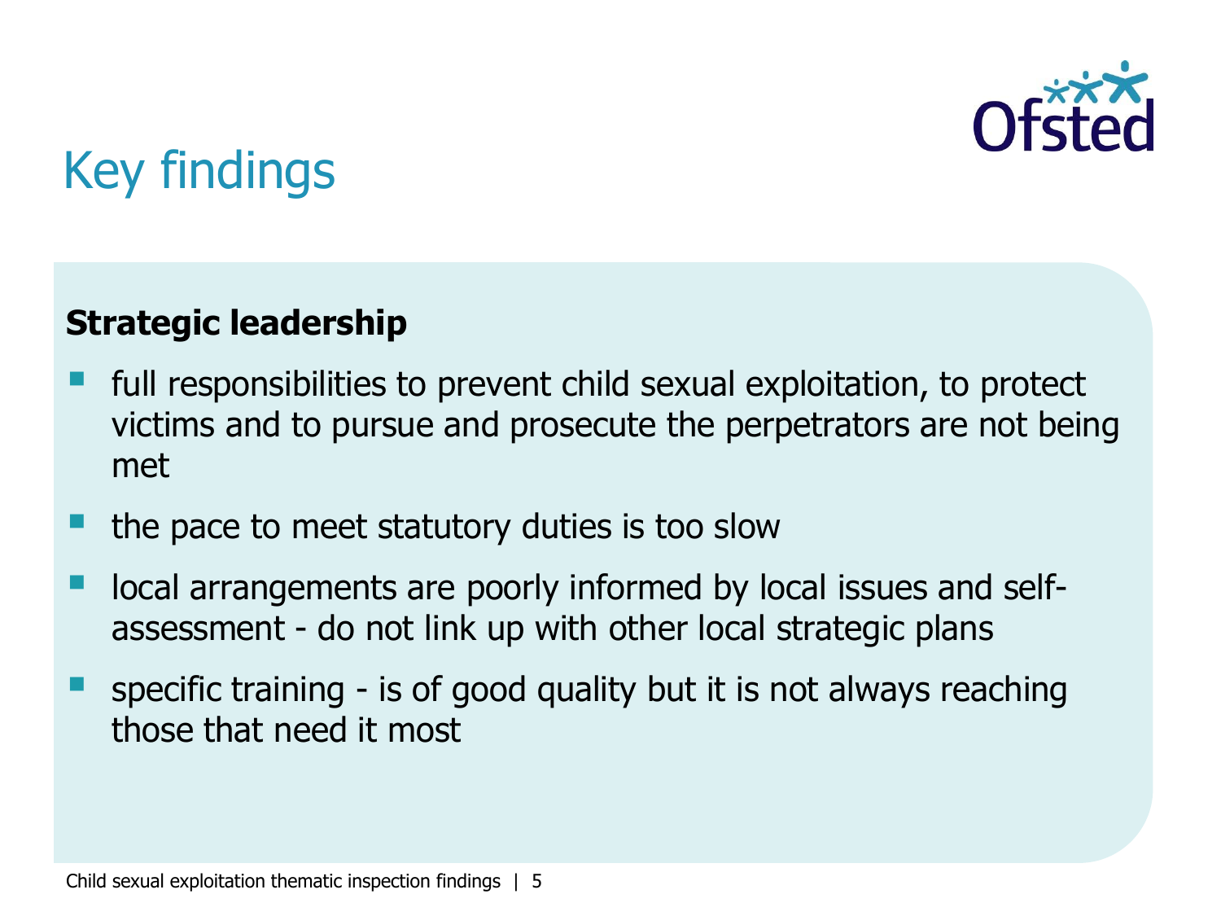# Key findings

**Strategic leadership**

- full responsibilities to prevent child sexual exploitation, to protect victims and to pursue and prosecute the perpetrators are not being met
- the pace to meet statutory duties is too slow
- local arrangements are poorly informed by local issues and self-assessment - do not link up with other local strategic plans
- specific training - is of good quality but it is not always reaching those that need it most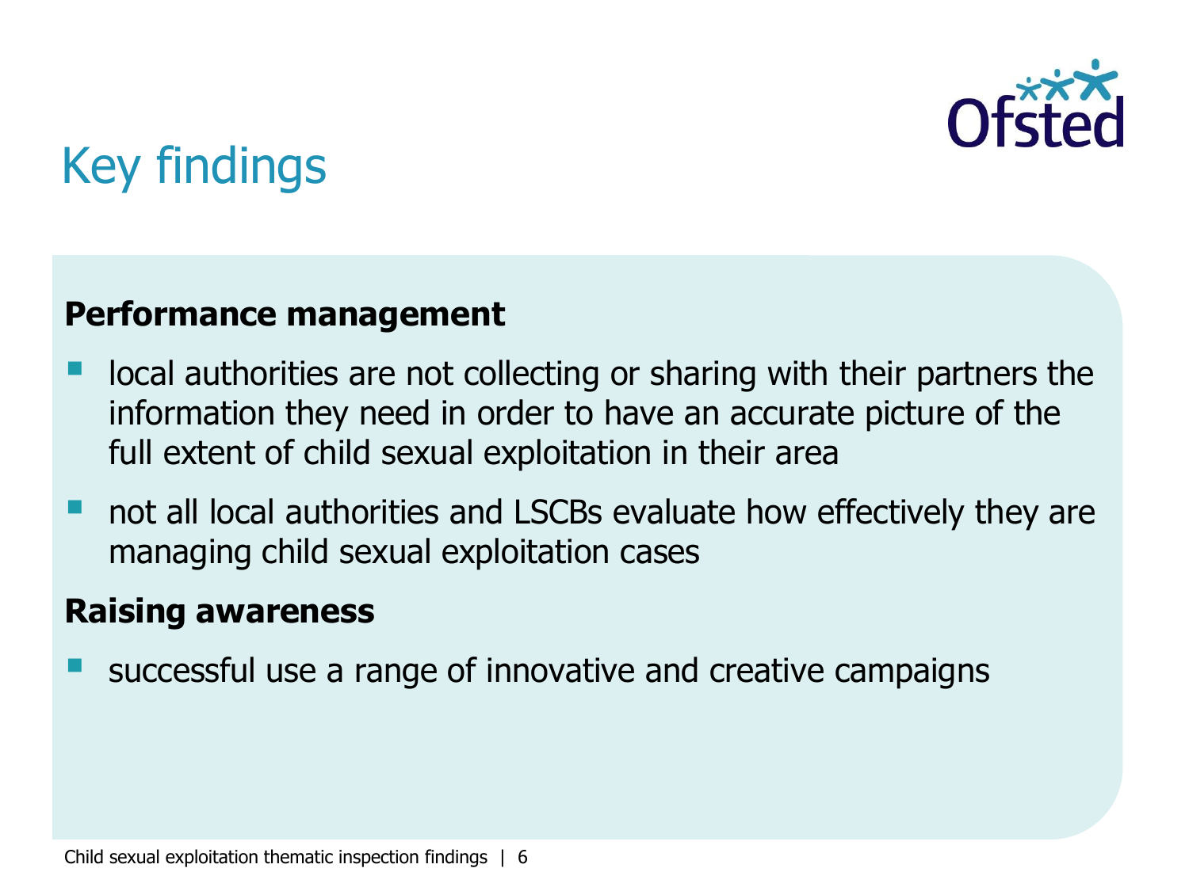# Key findings

**Performance management**

- local authorities are not collecting or sharing with their partners the information they need in order to have an accurate picture of the full extent of child sexual exploitation in their area
- not all local authorities and LSCBs evaluate how effectively they are managing child sexual exploitation cases

**Raising awareness**

- successful use a range of innovative and creative campaigns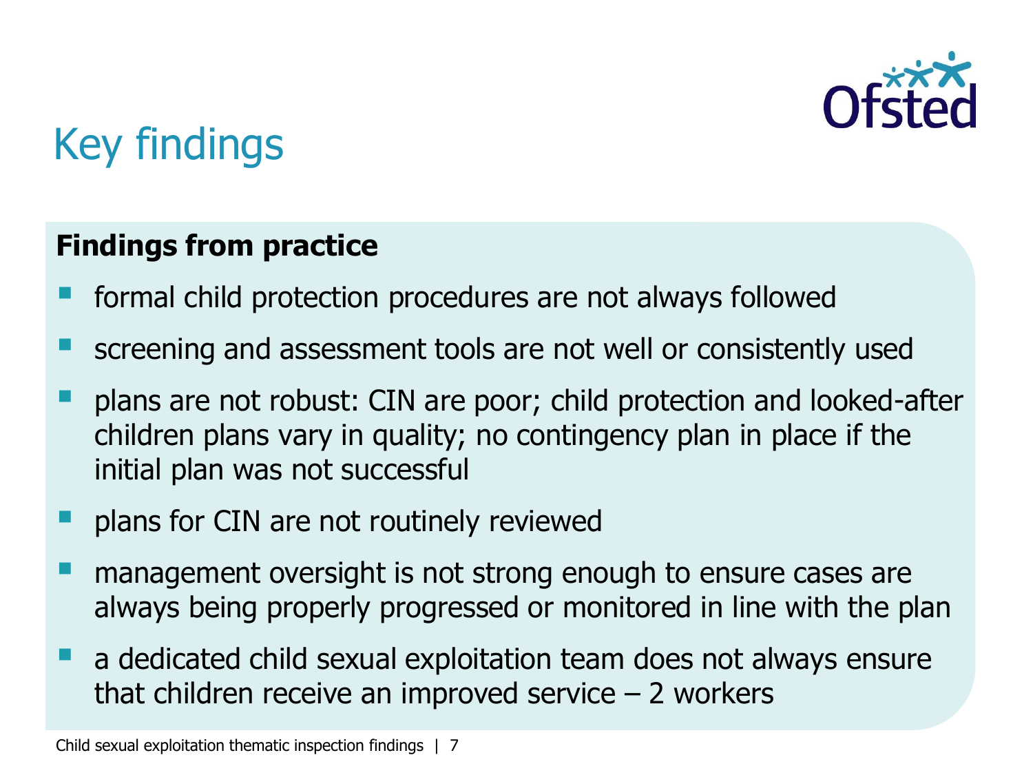# Key findings

**Findings from practice**

- formal child protection procedures are not always followed
- screening and assessment tools are not well or consistently used
- plans are not robust: CIN are poor; child protection and looked-after children plans vary in quality; no contingency plan in place if the initial plan was not successful
- plans for CIN are not routinely reviewed
- management oversight is not strong enough to ensure cases are always being properly progressed or monitored in line with the plan
- a dedicated child sexual exploitation team does not always ensure that children receive an improved service – 2 workers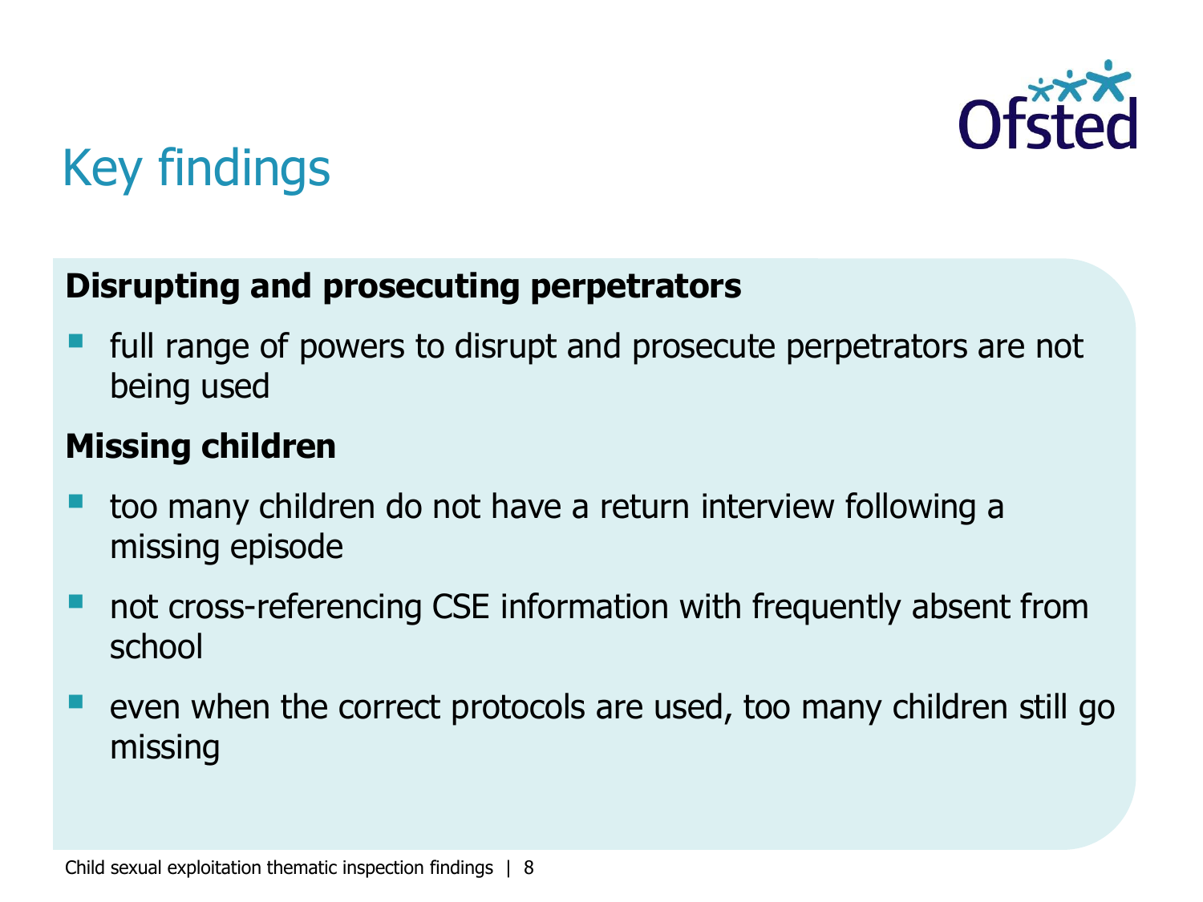# Key findings

**Disrupting and prosecuting perpetrators**

- full range of powers to disrupt and prosecute perpetrators are not being used

**Missing children**

- too many children do not have a return interview following a missing episode
- not cross-referencing CSE information with frequently absent from school
- even when the correct protocols are used, too many children still go missing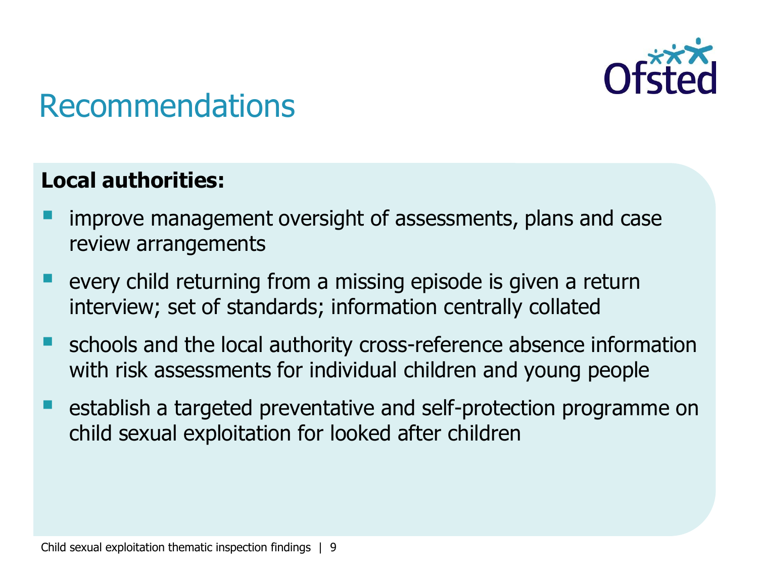# Recommendations

**Local authorities:**

- improve management oversight of assessments, plans and case review arrangements
- every child returning from a missing episode is given a return interview; set of standards; information centrally collated
- schools and the local authority cross-reference absence information with risk assessments for individual children and young people
- establish a targeted preventative and self-protection programme on child sexual exploitation for looked after children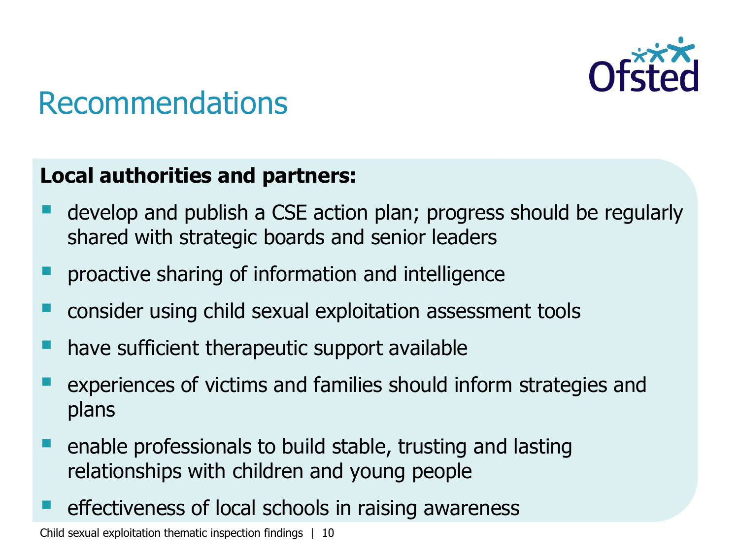# Recommendations

**Local authorities and partners:**

- develop and publish a CSE action plan; progress should be regularly shared with strategic boards and senior leaders
- proactive sharing of information and intelligence
- consider using child sexual exploitation assessment tools
- have sufficient therapeutic support available
- experiences of victims and families should inform strategies and plans
- enable professionals to build stable, trusting and lasting relationships with children and young people
- effectiveness of local schools in raising awareness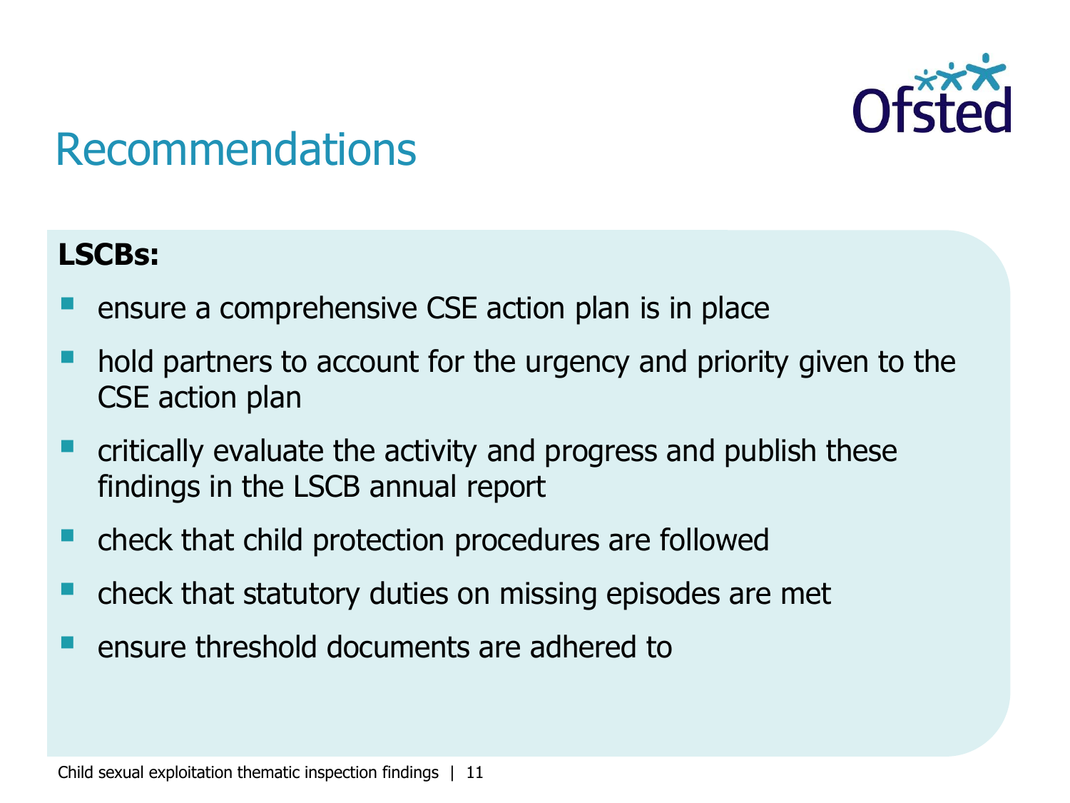# Recommendations

**LSCBs:**

- ensure a comprehensive CSE action plan is in place
- hold partners to account for the urgency and priority given to the CSE action plan
- critically evaluate the activity and progress and publish these findings in the LSCB annual report
- check that child protection procedures are followed
- check that statutory duties on missing episodes are met
- ensure threshold documents are adhered to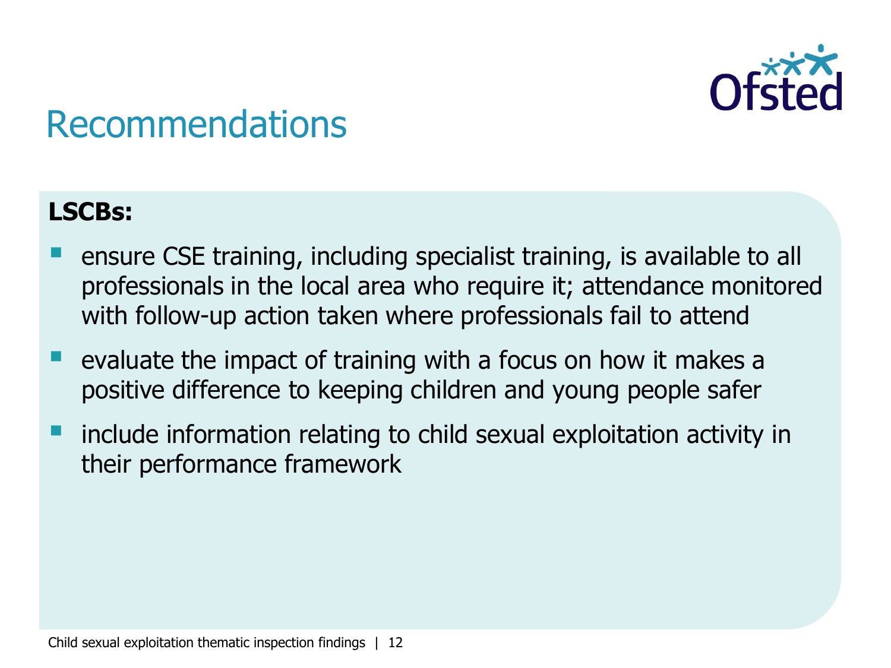# Recommendations

**LSCBs:**

- ensure CSE training, including specialist training, is available to all professionals in the local area who require it; attendance monitored with follow-up action taken where professionals fail to attend
- evaluate the impact of training with a focus on how it makes a positive difference to keeping children and young people safer
- include information relating to child sexual exploitation activity in their performance framework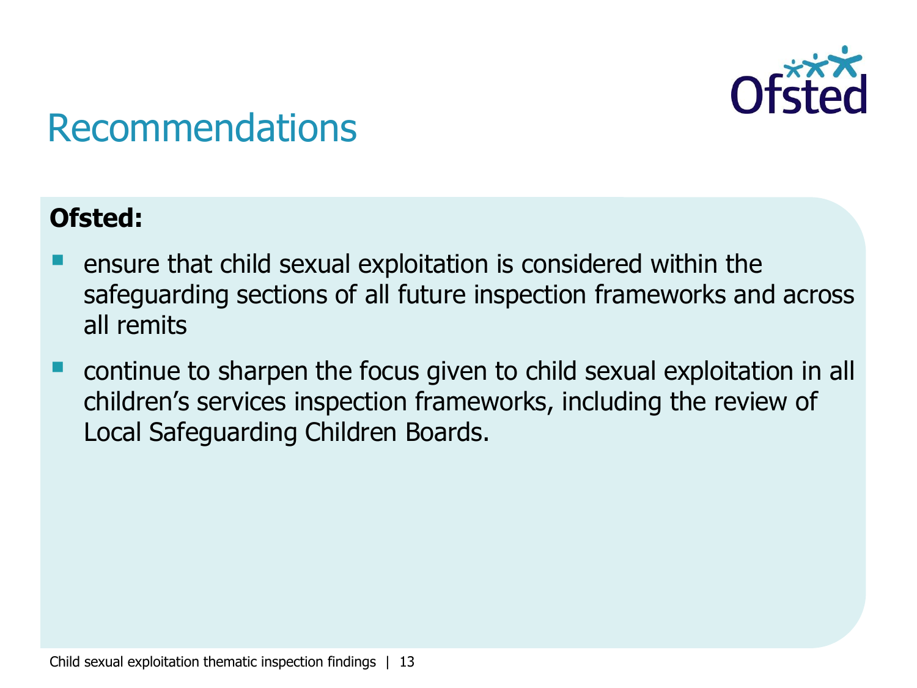# Recommendations

**Ofsted:**

- ensure that child sexual exploitation is considered within the safeguarding sections of all future inspection frameworks and across all remits
- continue to sharpen the focus given to child sexual exploitation in all children's services inspection frameworks, including the review of Local Safeguarding Children Boards.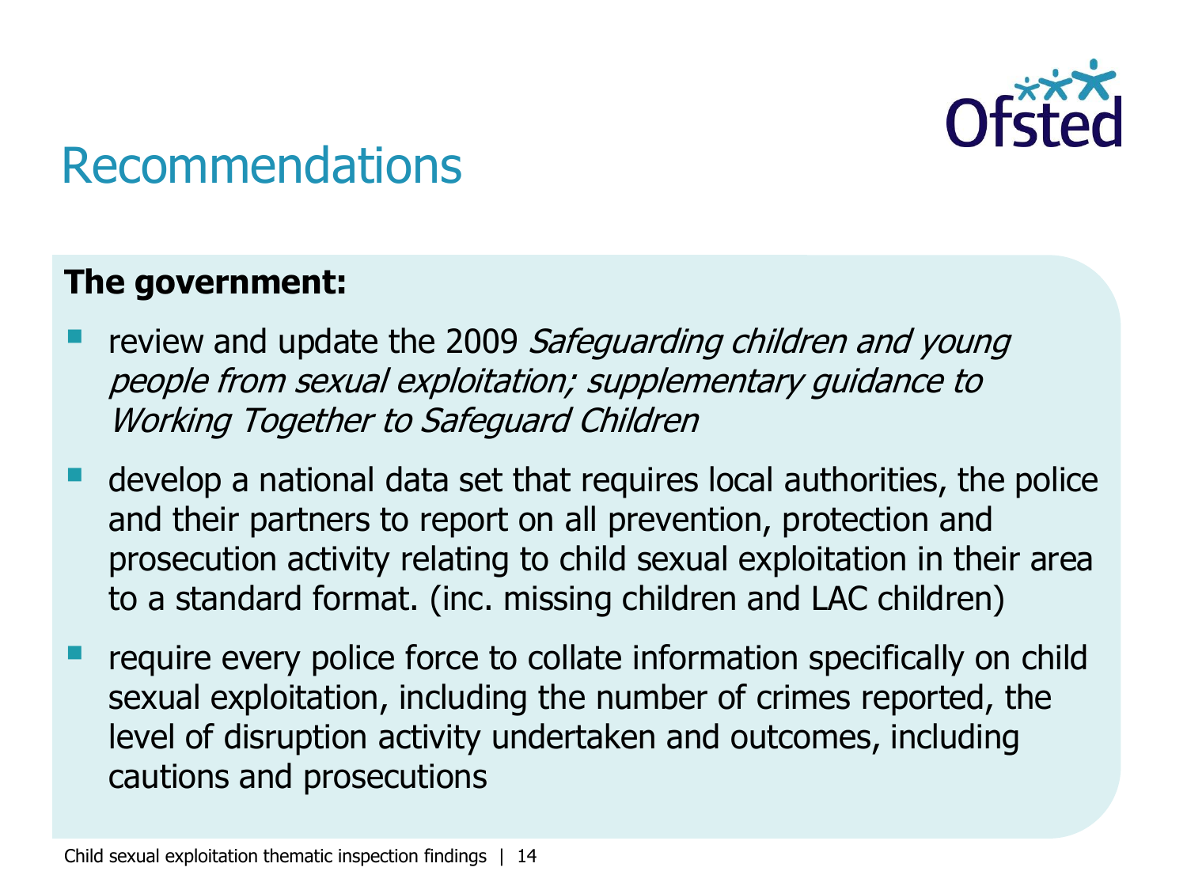# Recommendations

**The government:**

- review and update the 2009 *Safeguarding children and young people from sexual exploitation; supplementary guidance to Working Together to Safeguard Children*
- develop a national data set that requires local authorities, the police and their partners to report on all prevention, protection and prosecution activity relating to child sexual exploitation in their area to a standard format. (inc. missing children and LAC children)
- require every police force to collate information specifically on child sexual exploitation, including the number of crimes reported, the level of disruption activity undertaken and outcomes, including cautions and prosecutions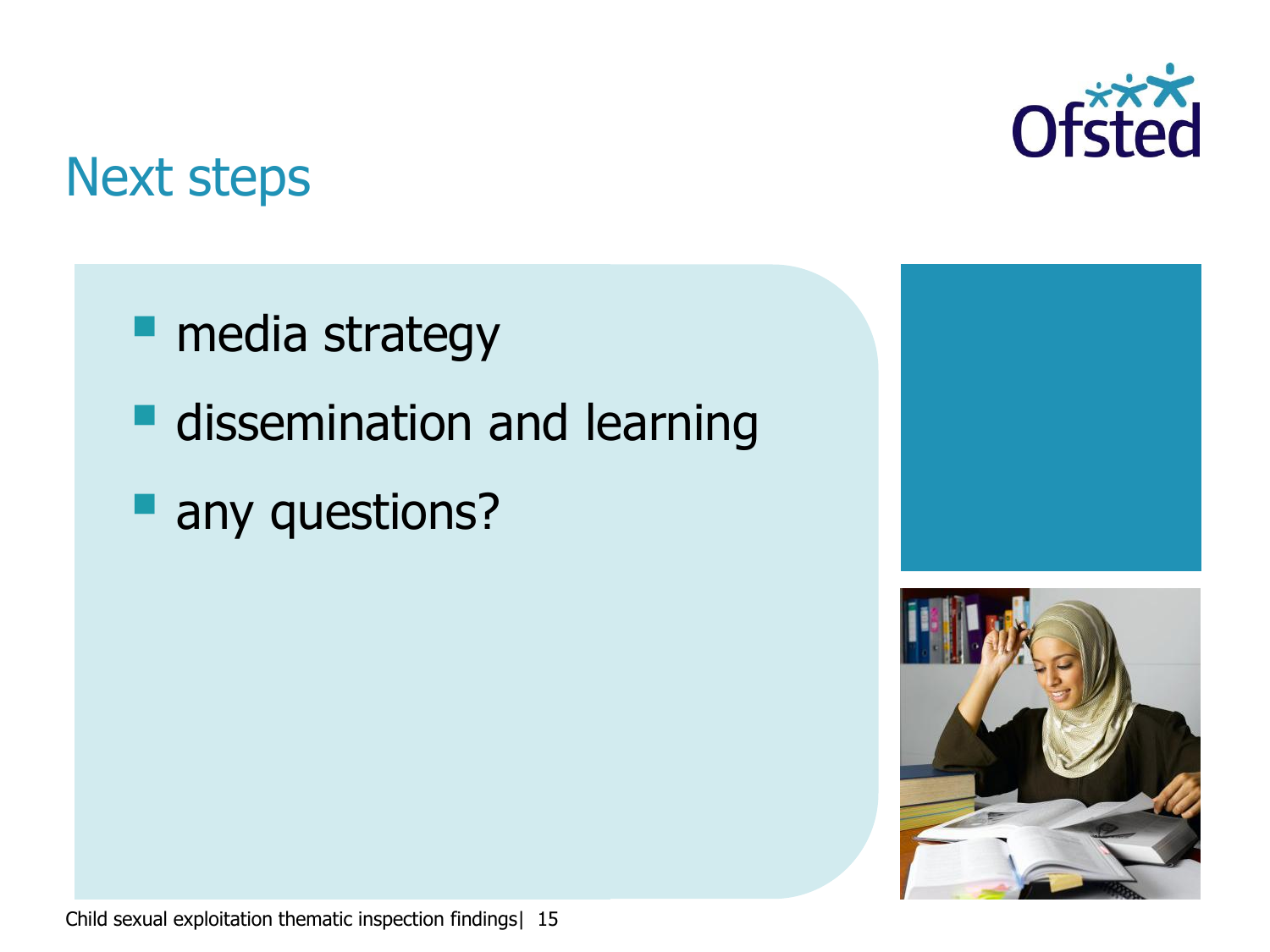# Next steps

- media strategy
- dissemination and learning
- any questions?